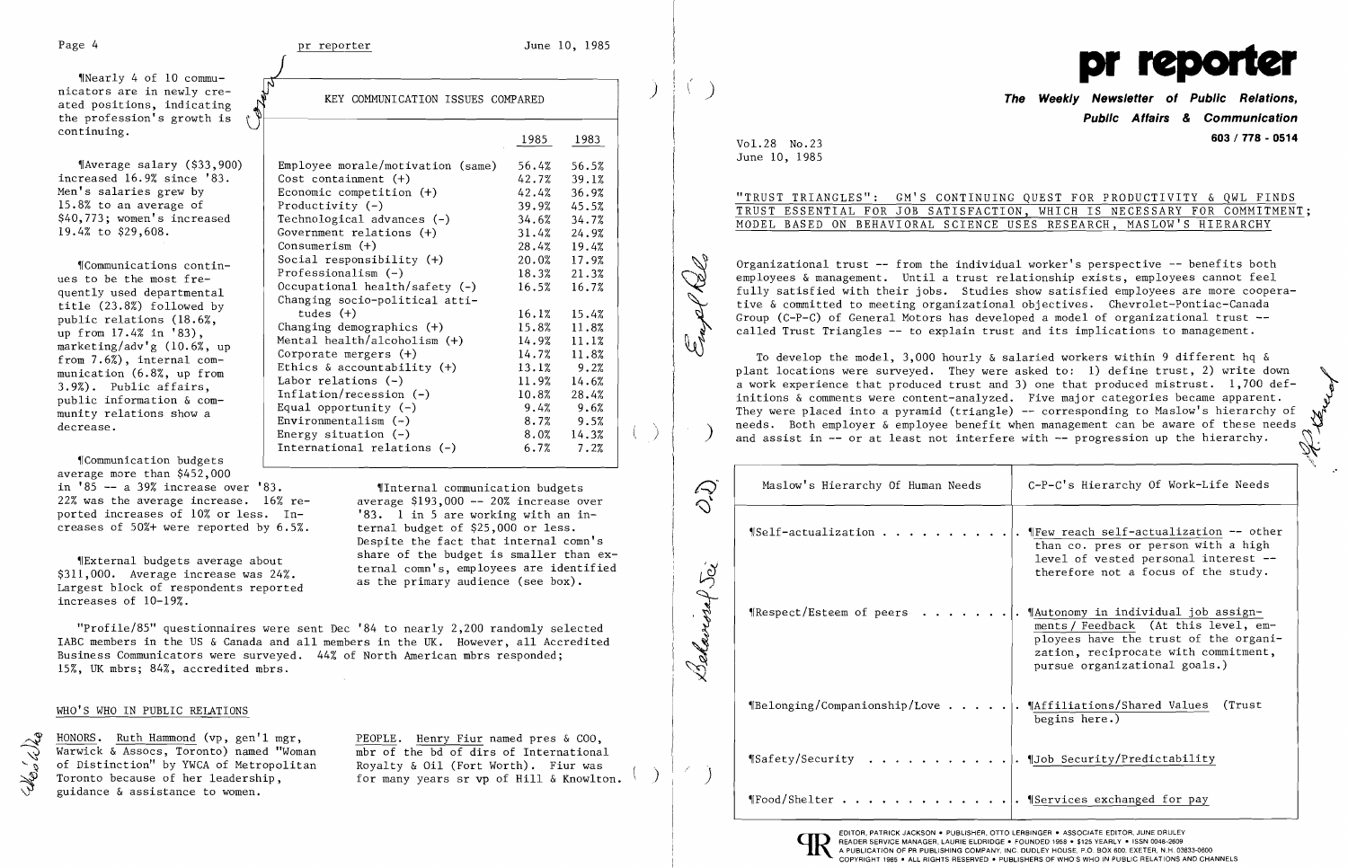¶Nearly 4 of 10 communicators are in newly created positions, indicating the profession's growth is continuing.

¶Average salary ($33,900) increased 16.9% since '83. Men's salaries grew by 15.8% to an average of $40,773; women's increased 19.4% to $29,608.

¶Communications continues to be the most frequently used departmental title (23.8%) followed by public relations (18.6%, up from 17.4% in '83), marketing/adv'g (10.6%, up from 7.6%), internal communication (6.8%, up from 3.9%). Public affairs, public information & community relations show a decrease.

| KEY COMMUNICATION ISSUES COMPARED | 1985 | 1983 |
|---|---|---|
| Employee morale/motivation (same) | 56.4% | 56.5% |
| Cost containment (+) | 42.7% | 39.1% |
| Economic competition (+) | 42.4% | 36.9% |
| Productivity (-) | 39.9% | 45.5% |
| Technological advances (-) | 34.6% | 34.7% |
| Government relations (+) | 31.4% | 24.9% |
| Consumerism (+) | 28.4% | 19.4% |
| Social responsibility (+) | 20.0% | 17.9% |
| Professionalism (-) | 18.3% | 21.3% |
| Occupational health/safety (-) | 16.5% | 16.7% |
| Changing socio-political attitudes (+) | 16.1% | 15.4% |
| Changing demographics (+) | 15.8% | 11.8% |
| Mental health/alcoholism (+) | 14.9% | 11.1% |
| Corporate mergers (+) | 14.7% | 11.8% |
| Ethics & accountability (+) | 13.1% | 9.2% |
| Labor relations (-) | 11.9% | 14.6% |
| Inflation/recession (-) | 10.8% | 28.4% |
| Equal opportunity (-) | 9.4% | 9.6% |
| Environmentalism (-) | 8.7% | 9.5% |
| Energy situation (-) | 8.0% | 14.3% |
| International relations (-) | 6.7% | 7.2% |

¶Communication budgets average more than $452,000 in '85 -- a 39% increase over '83. 22% was the average increase. 16% reported increases of 10% or less. Increases of 50%+ were reported by 6.5%.

¶External budgets average about $311,000. Average increase was 24%. Largest block of respondents reported increases of 10-19%.

¶Internal communication budgets average $193,000 -- 20% increase over '83. 1 in 5 are working with an internal budget of $25,000 or less. Despite the fact that internal comn's share of the budget is smaller than external comn's, employees are identified as the primary audience (see box).

"Profile/85" questionnaires were sent Dec '84 to nearly 2,200 randomly selected IABC members in the US & Canada and all members in the UK. However, all Accredited Business Communicators were surveyed. 44% of North American mbrs responded; 15%, UK mbrs; 84%, accredited mbrs.

## WHO'S WHO IN PUBLIC RELATIONS

HONORS. Ruth Hammond (vp, gen'l mgr, Warwick & Assocs, Toronto) named "Woman of Distinction" by YWCA of Metropolitan Toronto because of her leadership, guidance & assistance to women.

PEOPLE. Henry Fiur named pres & COO, mbr of the bd of dirs of International Royalty & Oil (Fort Worth). Fiur was for many years sr vp of Hill & Knowlton.

# pr reporter

**The Weekly Newsletter of Public Relations, Public Affairs & Communication**

603 / 778 - 0514

Vol.28 No.23
June 10, 1985

## "TRUST TRIANGLES": GM'S CONTINUING QUEST FOR PRODUCTIVITY & QWL FINDS TRUST ESSENTIAL FOR JOB SATISFACTION, WHICH IS NECESSARY FOR COMMITMENT; MODEL BASED ON BEHAVIORAL SCIENCE USES RESEARCH, MASLOW'S HIERARCHY

Organizational trust -- from the individual worker's perspective -- benefits both employees & management. Until a trust relationship exists, employees cannot feel fully satisfied with their jobs. Studies show satisfied employees are more cooperative & committed to meeting organizational objectives. Chevrolet-Pontiac-Canada Group (C-P-C) of General Motors has developed a model of organizational trust -- called Trust Triangles -- to explain trust and its implications to management.

To develop the model, 3,000 hourly & salaried workers within 9 different hq & plant locations were surveyed. They were asked to: 1) define trust, 2) write down a work experience that produced trust and 3) one that produced mistrust. 1,700 definitions & comments were content-analyzed. Five major categories became apparent. They were placed into a pyramid (triangle) -- corresponding to Maslow's hierarchy of needs. Both employer & employee benefit when management can be aware of these needs and assist in -- or at least not interfere with -- progression up the hierarchy.

| Maslow's Hierarchy Of Human Needs | C-P-C's Hierarchy Of Work-Life Needs |
|---|---|
| ¶Self-actualization | ¶Few reach self-actualization -- other than co. pres or person with a high level of vested personal interest -- therefore not a focus of the study. |
| ¶Respect/Esteem of peers | ¶Autonomy in individual job assignments / Feedback (At this level, employees have the trust of the organization, reciprocate with commitment, pursue organizational goals.) |
| ¶Belonging/Companionship/Love | ¶Affiliations/Shared Values (Trust begins here.) |
| ¶Safety/Security | ¶Job Security/Predictability |
| ¶Food/Shelter | ¶Services exchanged for pay |

EDITOR, PATRICK JACKSON • PUBLISHER, OTTO LERBINGER • ASSOCIATE EDITOR, JUNE DRULEY
READER SERVICE MANAGER, LAURIE ELDRIDGE • FOUNDED 1958 • $125 YEARLY • ISSN 0048-2609
A PUBLICATION OF PR PUBLISHING COMPANY, INC. DUDLEY HOUSE, P.O. BOX 600, EXETER, N.H. 03833-0600
COPYRIGHT 1985 • ALL RIGHTS RESERVED • PUBLISHERS OF WHO'S WHO IN PUBLIC RELATIONS AND CHANNELS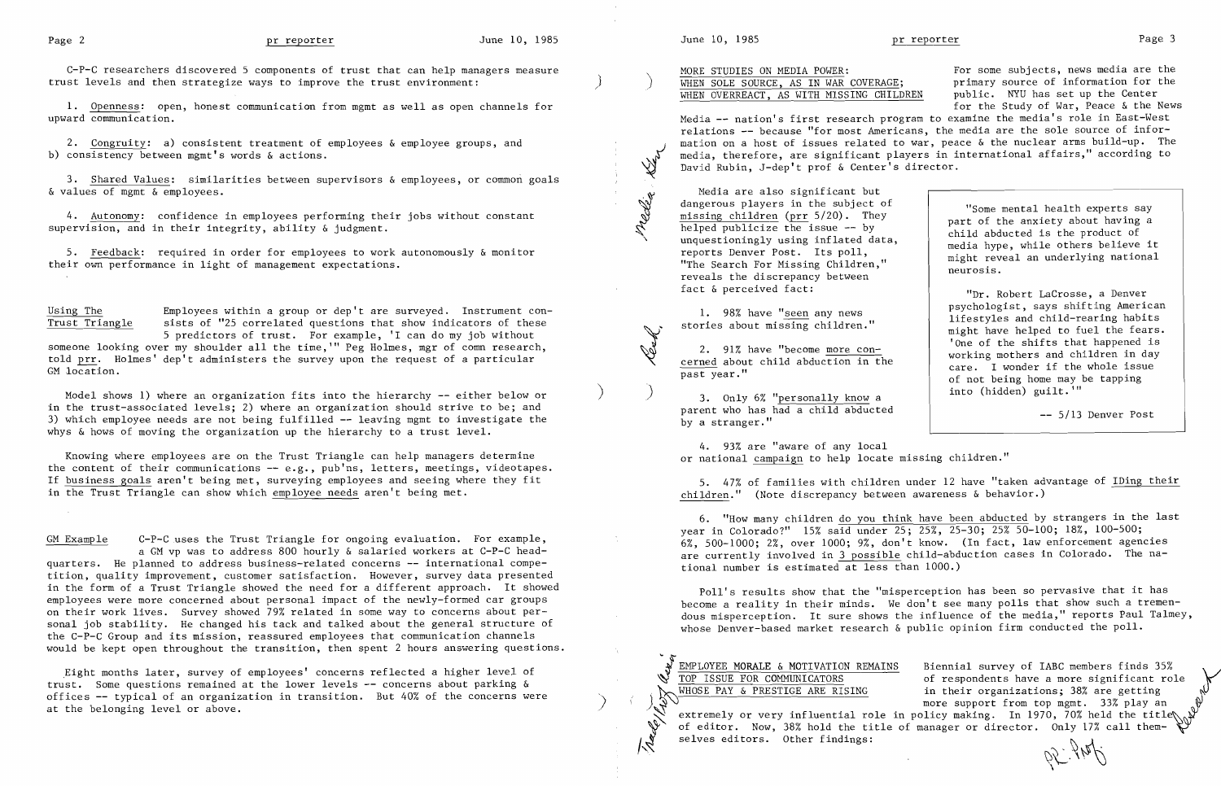C-P-C researchers discovered 5 components of trust that can help managers measure trust levels and then strategize ways to improve the trust environment:

1. Openness: open, honest communication from mgmt as well as open channels for upward communication.

2. Congruity: a) consistent treatment of employees & employee groups, and b) consistency between mgmt's words & actions.

3. Shared Values: similarities between supervisors & employees, or common goals & values of mgmt & employees.

4. Autonomy: confidence in employees performing their jobs without constant supervision, and in their integrity, ability & judgment.

5. Feedback: required in order for employees to work autonomously & monitor their own performance in light of management expectations.

**Using The Trust Triangle** Employees within a group or dep't are surveyed. Instrument consists of "25 correlated questions that show indicators of these 5 predictors of trust. For example, 'I can do my job without someone looking over my shoulder all the time,'" Peg Holmes, mgr of comn research, told prr. Holmes' dep't administers the survey upon the request of a particular GM location.

Model shows 1) where an organization fits into the hierarchy -- either below or in the trust-associated levels; 2) where an organization should strive to be; and 3) which employee needs are not being fulfilled -- leaving mgmt to investigate the whys & hows of moving the organization up the hierarchy to a trust level.

Knowing where employees are on the Trust Triangle can help managers determine the content of their communications -- e.g., pub'ns, letters, meetings, videotapes. If business goals aren't being met, surveying employees and seeing where they fit in the Trust Triangle can show which employee needs aren't being met.

**GM Example** C-P-C uses the Trust Triangle for ongoing evaluation. For example, a GM vp was to address 800 hourly & salaried workers at C-P-C headquarters. He planned to address business-related concerns -- international competition, quality improvement, customer satisfaction. However, survey data presented in the form of a Trust Triangle showed the need for a different approach. It showed employees were more concerned about personal impact of the newly-formed car groups on their work lives. Survey showed 79% related in some way to concerns about personal job stability. He changed his tack and talked about the general structure of the C-P-C Group and its mission, reassured employees that communication channels would be kept open throughout the transition, then spent 2 hours answering questions.

Eight months later, survey of employees' concerns reflected a higher level of trust. Some questions remained at the lower levels -- concerns about parking & offices -- typical of an organization in transition. But 40% of the concerns were at the belonging level or above.

**MORE STUDIES ON MEDIA POWER: WHEN SOLE SOURCE, AS IN WAR COVERAGE; WHEN OVERREACT, AS WITH MISSING CHILDREN**

For some subjects, news media are the primary source of information for the public. NYU has set up the Center for the Study of War, Peace & the News Media -- nation's first research program to examine the media's role in East-West relations -- because "for most Americans, the media are the sole source of information on a host of issues related to war, peace & the nuclear arms build-up. The media, therefore, are significant players in international affairs," according to David Rubin, J-dep't prof & Center's director.

Media are also significant but dangerous players in the subject of missing children (prr 5/20). They helped publicize the issue -- by unquestioningly using inflated data, reports Denver Post. Its poll, "The Search For Missing Children," reveals the discrepancy between fact & perceived fact:

> "Some mental health experts say part of the anxiety about having a child abducted is the product of media hype, while others believe it might reveal an underlying national neurosis.
>
> "Dr. Robert LaCrosse, a Denver psychologist, says shifting American lifestyles and child-rearing habits might have helped to fuel the fears. 'One of the shifts that happened is working mothers and children in day care. I wonder if the whole issue of not being home may be tapping into (hidden) guilt.'"
>
> -- 5/13 Denver Post

1. 98% have "seen any news stories about missing children."

2. 91% have "become more concerned about child abduction in the past year."

3. Only 6% "personally know a parent who has had a child abducted by a stranger."

4. 93% are "aware of any local or national campaign to help locate missing children."

5. 47% of families with children under 12 have "taken advantage of IDing their children." (Note discrepancy between awareness & behavior.)

6. "How many children do you think have been abducted by strangers in the last year in Colorado?" 15% said under 25; 25%, 25-30; 25% 50-100; 18%, 100-500; 6%, 500-1000; 2%, over 1000; 9%, don't know. (In fact, law enforcement agencies are currently involved in 3 possible child-abduction cases in Colorado. The national number is estimated at less than 1000.)

Poll's results show that the "misperception has been so pervasive that it has become a reality in their minds. We don't see many polls that show such a tremendous misperception. It sure shows the influence of the media," reports Paul Talmey, whose Denver-based market research & public opinion firm conducted the poll.

**EMPLOYEE MORALE & MOTIVATION REMAINS TOP ISSUE FOR COMMUNICATORS WHOSE PAY & PRESTIGE ARE RISING**

Biennial survey of IABC members finds 35% of respondents have a more significant role in their organizations; 38% are getting more support from top mgmt. 33% play an extremely or very influential role in policy making. In 1970, 70% held the title of editor. Now, 38% hold the title of manager or director. Only 17% call themselves editors. Other findings: